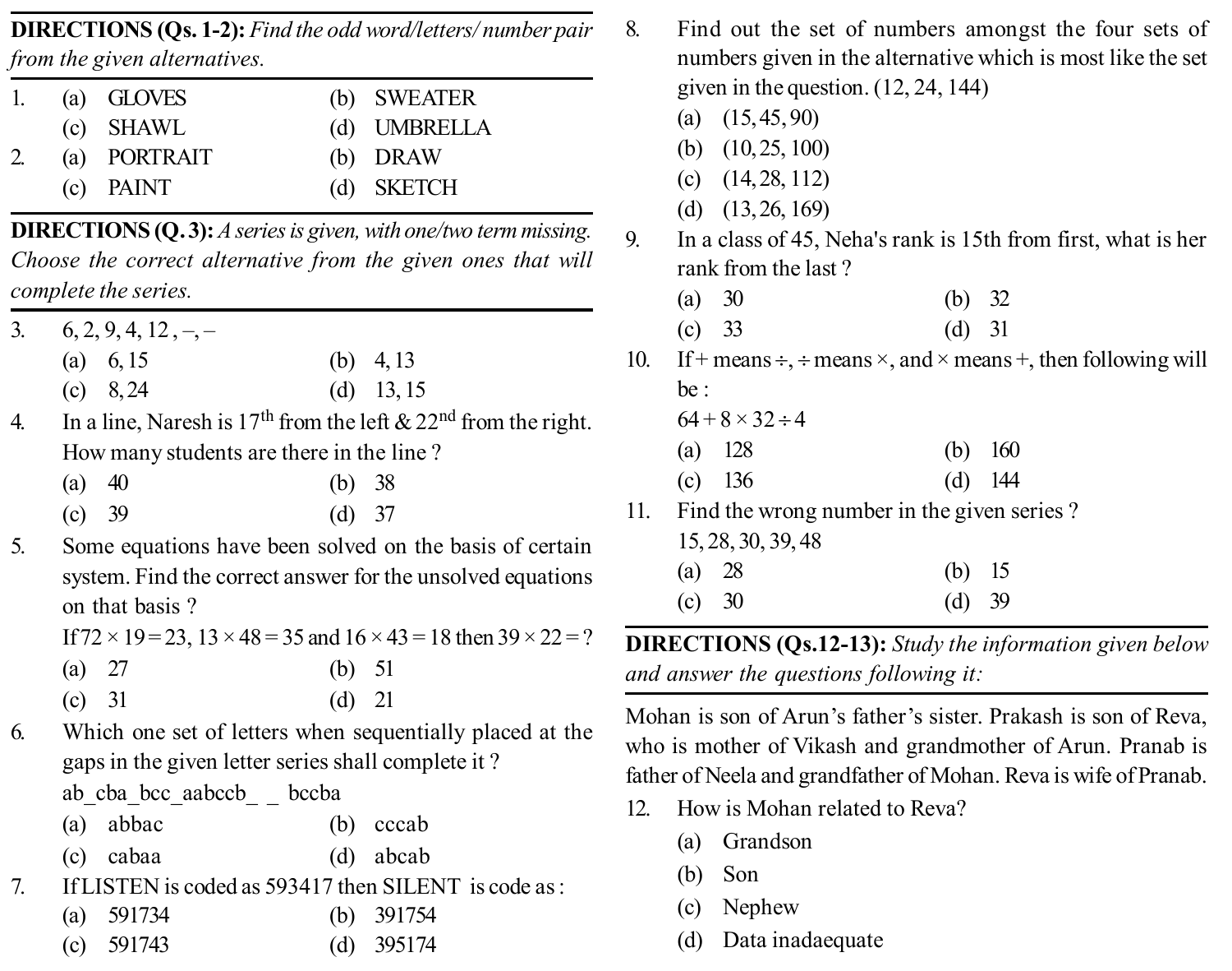**DIRECTIONS (Qs. 1-2):** *Find the odd word/letters/ number pair from the given alternatives.*

1. (a) GLOVES (b) SWEATER
   (c) SHAWL (d) UMBRELLA
2. (a) PORTRAIT (b) DRAW
   (c) PAINT (d) SKETCH

**DIRECTIONS (Q. 3):** *A series is given, with one/two term missing. Choose the correct alternative from the given ones that will complete the series.*

3. 6, 2, 9, 4, 12 , –, –
   (a) 6, 15 (b) 4, 13
   (c) 8, 24 (d) 13, 15
4. In a line, Naresh is 17th from the left & 22nd from the right. How many students are there in the line ?
   (a) 40 (b) 38
   (c) 39 (d) 37
5. Some equations have been solved on the basis of certain system. Find the correct answer for the unsolved equations on that basis ?
   If $72 \times 19 = 23$, $13 \times 48 = 35$ and $16 \times 43 = 18$ then $39 \times 22 = ?$
   (a) 27 (b) 51
   (c) 31 (d) 21
6. Which one set of letters when sequentially placed at the gaps in the given letter series shall complete it ?
   ab_cba_bcc_aabccb_ _ bccba
   (a) abbac (b) cccab
   (c) cabaa (d) abcab
7. If LISTEN is coded as 593417 then SILENT is code as :
   (a) 591734 (b) 391754
   (c) 591743 (d) 395174
8. Find out the set of numbers amongst the four sets of numbers given in the alternative which is most like the set given in the question. (12, 24, 144)
   (a) (15, 45, 90)
   (b) (10, 25, 100)
   (c) (14, 28, 112)
   (d) (13, 26, 169)
9. In a class of 45, Neha's rank is 15th from first, what is her rank from the last ?
   (a) 30 (b) 32
   (c) 33 (d) 31
10. If + means ÷, ÷ means ×, and × means +, then following will be :
    $64 + 8 \times 32 \div 4$
    (a) 128 (b) 160
    (c) 136 (d) 144
11. Find the wrong number in the given series ?
    15, 28, 30, 39, 48
    (a) 28 (b) 15
    (c) 30 (d) 39

**DIRECTIONS (Qs.12-13):** *Study the information given below and answer the questions following it:*

Mohan is son of Arun's father's sister. Prakash is son of Reva, who is mother of Vikash and grandmother of Arun. Pranab is father of Neela and grandfather of Mohan. Reva is wife of Pranab.

12. How is Mohan related to Reva?
    (a) Grandson
    (b) Son
    (c) Nephew
    (d) Data inadaequate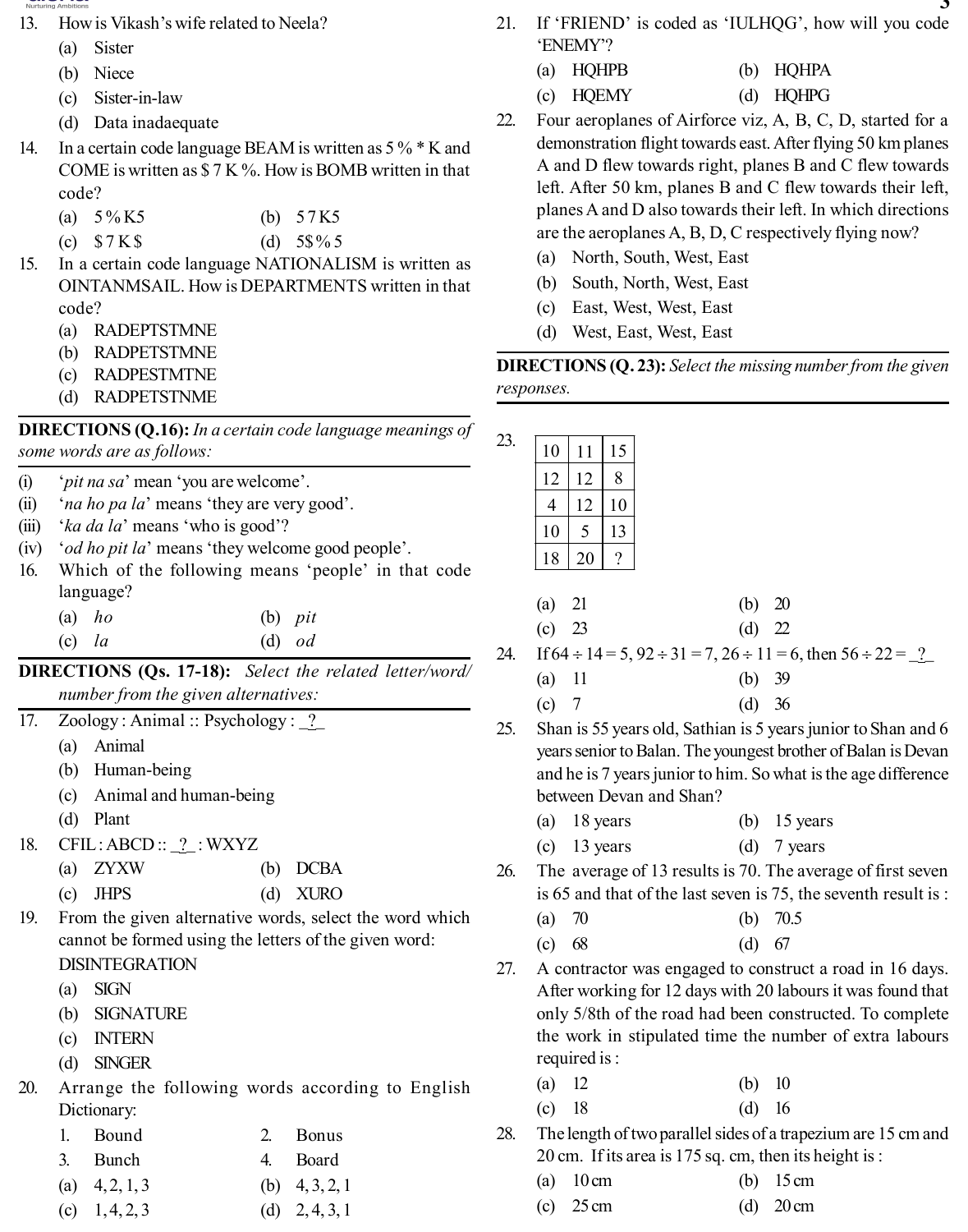13. How is Vikash's wife related to Neela?
 (a) Sister
 (b) Niece
 (c) Sister-in-law
 (d) Data inadaequate

14. In a certain code language BEAM is written as 5 % * K and COME is written as $ 7 K %. How is BOMB written in that code?
 (a) 5 % K5 (b) 5 7 K5
 (c) $ 7 K $ (d) 5$ % 5

15. In a certain code language NATIONALISM is written as OINTANMSAIL. How is DEPARTMENTS written in that code?
 (a) RADEPTSTMNE
 (b) RADPETSTMNE
 (c) RADPESTMTNE
 (d) RADPETSTNME

**DIRECTIONS (Q.16):** *In a certain code language meanings of some words are as follows:*

(i) '*pit na sa*' mean 'you are welcome'.
(ii) '*na ho pa la*' means 'they are very good'.
(iii) '*ka da la*' means 'who is good'?
(iv) '*od ho pit la*' means 'they welcome good people'.

16. Which of the following means 'people' in that code language?
 (a) *ho* (b) *pit*
 (c) *la* (d) *od*

**DIRECTIONS (Qs. 17-18):** *Select the related letter/word/ number from the given alternatives:*

17. Zoology : Animal :: Psychology : _?_
 (a) Animal
 (b) Human-being
 (c) Animal and human-being
 (d) Plant

18. CFIL : ABCD :: _?_ : WXYZ
 (a) ZYXW (b) DCBA
 (c) JHPS (d) XURO

19. From the given alternative words, select the word which cannot be formed using the letters of the given word:
 DISINTEGRATION
 (a) SIGN
 (b) SIGNATURE
 (c) INTERN
 (d) SINGER

20. Arrange the following words according to English Dictionary:
 1. Bound 2. Bonus
 3. Bunch 4. Board
 (a) 4, 2, 1, 3 (b) 4, 3, 2, 1
 (c) 1, 4, 2, 3 (d) 2, 4, 3, 1

21. If 'FRIEND' is coded as 'IULHQG', how will you code 'ENEMY'?
 (a) HQHPB (b) HQHPA
 (c) HQEMY (d) HQHPG

22. Four aeroplanes of Airforce viz, A, B, C, D, started for a demonstration flight towards east. After flying 50 km planes A and D flew towards right, planes B and C flew towards left. After 50 km, planes B and C flew towards their left, planes A and D also towards their left. In which directions are the aeroplanes A, B, D, C respectively flying now?
 (a) North, South, West, East
 (b) South, North, West, East
 (c) East, West, West, East
 (d) West, East, West, East

**DIRECTIONS (Q. 23):** *Select the missing number from the given responses.*

23.

| 10 | 11 | 15 |
|---|---|---|
| 12 | 12 | 8 |
| 4 | 12 | 10 |
| 10 | 5 | 13 |
| 18 | 20 | ? |

 (a) 21 (b) 20
 (c) 23 (d) 22

24. If $64 \div 14 = 5$, $92 \div 31 = 7$, $26 \div 11 = 6$, then $56 \div 22 =$ _?_
 (a) 11 (b) 39
 (c) 7 (d) 36

25. Shan is 55 years old, Sathian is 5 years junior to Shan and 6 years senior to Balan. The youngest brother of Balan is Devan and he is 7 years junior to him. So what is the age difference between Devan and Shan?
 (a) 18 years (b) 15 years
 (c) 13 years (d) 7 years

26. The average of 13 results is 70. The average of first seven is 65 and that of the last seven is 75, the seventh result is :
 (a) 70 (b) 70.5
 (c) 68 (d) 67

27. A contractor was engaged to construct a road in 16 days. After working for 12 days with 20 labours it was found that only 5/8th of the road had been constructed. To complete the work in stipulated time the number of extra labours required is :
 (a) 12 (b) 10
 (c) 18 (d) 16

28. The length of two parallel sides of a trapezium are 15 cm and 20 cm. If its area is 175 sq. cm, then its height is :
 (a) 10 cm (b) 15 cm
 (c) 25 cm (d) 20 cm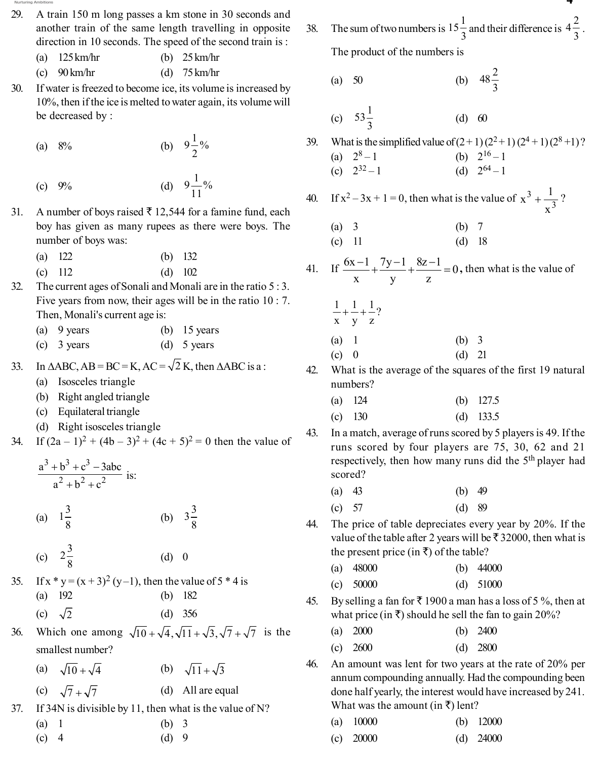29. A train 150 m long passes a km stone in 30 seconds and another train of the same length travelling in opposite direction in 10 seconds. The speed of the second train is :
(a) 125 km/hr (b) 25 km/hr
(c) 90 km/hr (d) 75 km/hr

30. If water is freezed to become ice, its volume is increased by 10%, then if the ice is melted to water again, its volume will be decreased by :
(a) 8% (b) $9\frac{1}{2}$%
(c) 9% (d) $9\frac{1}{11}$%

31. A number of boys raised ₹ 12,544 for a famine fund, each boy has given as many rupees as there were boys. The number of boys was:
(a) 122 (b) 132
(c) 112 (d) 102

32. The current ages of Sonali and Monali are in the ratio 5 : 3. Five years from now, their ages will be in the ratio 10 : 7. Then, Monali's current age is:
(a) 9 years (b) 15 years
(c) 3 years (d) 5 years

33. In $\Delta ABC$, $AB = BC = K$, $AC = \sqrt{2}\,K$, then $\Delta ABC$ is a :
(a) Isosceles triangle
(b) Right angled triangle
(c) Equilateral triangle
(d) Right isosceles triangle

34. If $(2a-1)^2 + (4b-3)^2 + (4c+5)^2 = 0$ then the value of $\frac{a^3+b^3+c^3-3abc}{a^2+b^2+c^2}$ is:
(a) $1\frac{3}{8}$ (b) $3\frac{3}{8}$
(c) $2\frac{3}{8}$ (d) 0

35. If $x * y = (x+3)^2 (y-1)$, then the value of $5 * 4$ is
(a) 192 (b) 182
(c) $\sqrt{2}$ (d) 356

36. Which one among $\sqrt{10}+\sqrt{4}, \sqrt{11}+\sqrt{3}, \sqrt{7}+\sqrt{7}$ is the smallest number?
(a) $\sqrt{10}+\sqrt{4}$ (b) $\sqrt{11}+\sqrt{3}$
(c) $\sqrt{7}+\sqrt{7}$ (d) All are equal

37. If 34N is divisible by 11, then what is the value of N?
(a) 1 (b) 3
(c) 4 (d) 9

38. The sum of two numbers is $15\frac{1}{3}$ and their difference is $4\frac{2}{3}$. The product of the numbers is
(a) 50 (b) $48\frac{2}{3}$
(c) $53\frac{1}{3}$ (d) 60

39. What is the simplified value of $(2+1)(2^2+1)(2^4+1)(2^8+1)$?
(a) $2^8-1$ (b) $2^{16}-1$
(c) $2^{32}-1$ (d) $2^{64}-1$

40. If $x^2 - 3x + 1 = 0$, then what is the value of $x^3 + \frac{1}{x^3}$?
(a) 3 (b) 7
(c) 11 (d) 18

41. If $\frac{6x-1}{x} + \frac{7y-1}{y} + \frac{8z-1}{z} = 0$, then what is the value of $\frac{1}{x} + \frac{1}{y} + \frac{1}{z}$?
(a) 1 (b) 3
(c) 0 (d) 21

42. What is the average of the squares of the first 19 natural numbers?
(a) 124 (b) 127.5
(c) 130 (d) 133.5

43. In a match, average of runs scored by 5 players is 49. If the runs scored by four players are 75, 30, 62 and 21 respectively, then how many runs did the 5th player had scored?
(a) 43 (b) 49
(c) 57 (d) 89

44. The price of table depreciates every year by 20%. If the value of the table after 2 years will be ₹ 32000, then what is the present price (in ₹) of the table?
(a) 48000 (b) 44000
(c) 50000 (d) 51000

45. By selling a fan for ₹ 1900 a man has a loss of 5 %, then at what price (in ₹) should he sell the fan to gain 20%?
(a) 2000 (b) 2400
(c) 2600 (d) 2800

46. An amount was lent for two years at the rate of 20% per annum compounding annually. Had the compounding been done half yearly, the interest would have increased by 241. What was the amount (in ₹) lent?
(a) 10000 (b) 12000
(c) 20000 (d) 24000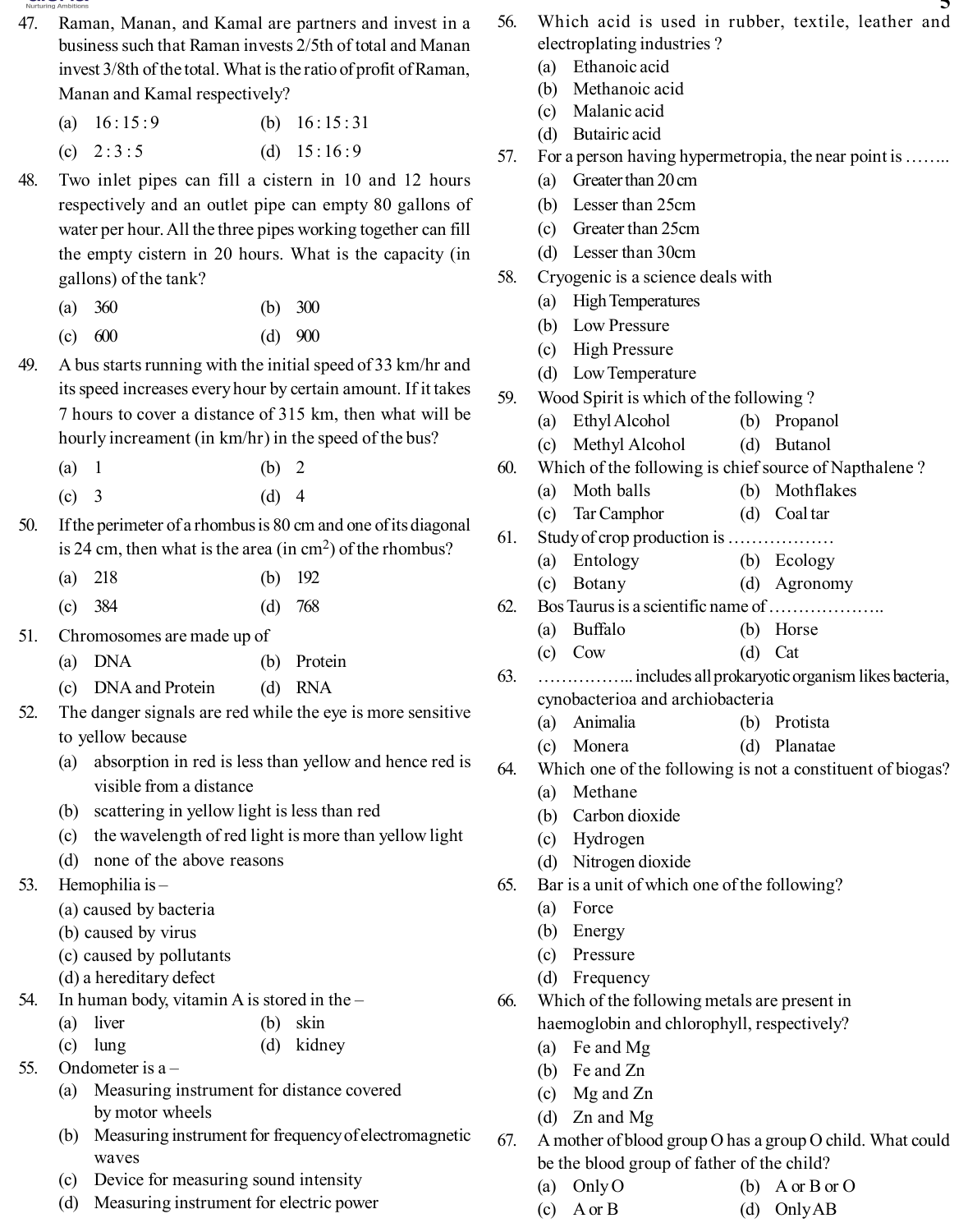47. Raman, Manan, and Kamal are partners and invest in a business such that Raman invests 2/5th of total and Manan invest 3/8th of the total. What is the ratio of profit of Raman, Manan and Kamal respectively?

(a) $16:15:9$ (b) $16:15:31$

(c) $2:3:5$ (d) $15:16:9$

48. Two inlet pipes can fill a cistern in 10 and 12 hours respectively and an outlet pipe can empty 80 gallons of water per hour. All the three pipes working together can fill the empty cistern in 20 hours. What is the capacity (in gallons) of the tank?

(a) 360 (b) 300

(c) 600 (d) 900

49. A bus starts running with the initial speed of 33 km/hr and its speed increases every hour by certain amount. If it takes 7 hours to cover a distance of 315 km, then what will be hourly increament (in km/hr) in the speed of the bus?

(a) 1 (b) 2

(c) 3 (d) 4

50. If the perimeter of a rhombus is 80 cm and one of its diagonal is 24 cm, then what is the area (in cm$^2$) of the rhombus?

(a) 218 (b) 192

(c) 384 (d) 768

51. Chromosomes are made up of

(a) DNA (b) Protein

(c) DNA and Protein (d) RNA

52. The danger signals are red while the eye is more sensitive to yellow because

(a) absorption in red is less than yellow and hence red is visible from a distance

(b) scattering in yellow light is less than red

(c) the wavelength of red light is more than yellow light

(d) none of the above reasons

53. Hemophilia is –

(a) caused by bacteria

(b) caused by virus

(c) caused by pollutants

(d) a hereditary defect

54. In human body, vitamin A is stored in the –

(a) liver (b) skin

(c) lung (d) kidney

55. Ondometer is a –

(a) Measuring instrument for distance covered by motor wheels

(b) Measuring instrument for frequency of electromagnetic waves

(c) Device for measuring sound intensity

(d) Measuring instrument for electric power

56. Which acid is used in rubber, textile, leather and electroplating industries ?

(a) Ethanoic acid

(b) Methanoic acid

(c) Malanic acid

(d) Butairic acid

57. For a person having hypermetropia, the near point is ……..

(a) Greater than 20 cm

(b) Lesser than 25cm

(c) Greater than 25cm

(d) Lesser than 30cm

58. Cryogenic is a science deals with

(a) High Temperatures

(b) Low Pressure

(c) High Pressure

(d) Low Temperature

59. Wood Spirit is which of the following ?

(a) Ethyl Alcohol (b) Propanol

(c) Methyl Alcohol (d) Butanol

60. Which of the following is chief source of Napthalene ?

(a) Moth balls (b) Mothflakes

(c) Tar Camphor (d) Coal tar

61. Study of crop production is ………………

(a) Entology (b) Ecology

(c) Botany (d) Agronomy

62. Bos Taurus is a scientific name of ………………..

(a) Buffalo (b) Horse

(c) Cow (d) Cat

63. …………….. includes all prokaryotic organism likes bacteria, cynobacterioa and archiobacteria

(a) Animalia (b) Protista

(c) Monera (d) Planatae

64. Which one of the following is not a constituent of biogas?

(a) Methane

(b) Carbon dioxide

(c) Hydrogen

(d) Nitrogen dioxide

65. Bar is a unit of which one of the following?

(a) Force

(b) Energy

(c) Pressure

(d) Frequency

66. Which of the following metals are present in haemoglobin and chlorophyll, respectively?

(a) Fe and Mg

(b) Fe and Zn

(c) Mg and Zn

(d) Zn and Mg

67. A mother of blood group O has a group O child. What could be the blood group of father of the child?

(a) Only O (b) A or B or O

(c) A or B (d) Only AB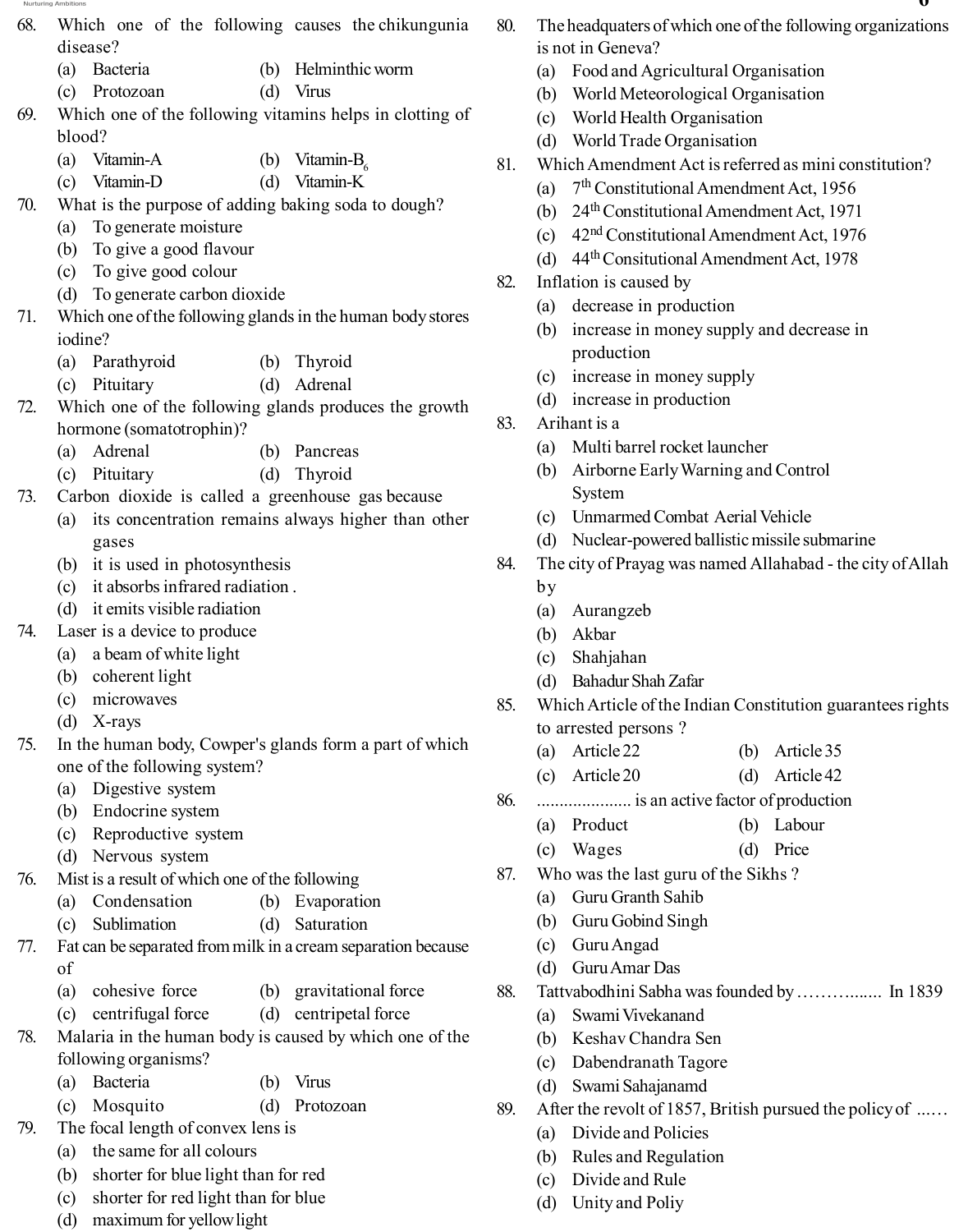68. Which one of the following causes the chikungunia disease?
(a) Bacteria (b) Helminthic worm
(c) Protozoan (d) Virus

69. Which one of the following vitamins helps in clotting of blood?
(a) Vitamin-A (b) Vitamin-$B_6$
(c) Vitamin-D (d) Vitamin-K

70. What is the purpose of adding baking soda to dough?
(a) To generate moisture
(b) To give a good flavour
(c) To give good colour
(d) To generate carbon dioxide

71. Which one of the following glands in the human body stores iodine?
(a) Parathyroid (b) Thyroid
(c) Pituitary (d) Adrenal

72. Which one of the following glands produces the growth hormone (somatotrophin)?
(a) Adrenal (b) Pancreas
(c) Pituitary (d) Thyroid

73. Carbon dioxide is called a greenhouse gas because
(a) its concentration remains always higher than other gases
(b) it is used in photosynthesis
(c) it absorbs infrared radiation .
(d) it emits visible radiation

74. Laser is a device to produce
(a) a beam of white light
(b) coherent light
(c) microwaves
(d) X-rays

75. In the human body, Cowper's glands form a part of which one of the following system?
(a) Digestive system
(b) Endocrine system
(c) Reproductive system
(d) Nervous system

76. Mist is a result of which one of the following
(a) Condensation (b) Evaporation
(c) Sublimation (d) Saturation

77. Fat can be separated from milk in a cream separation because of
(a) cohesive force (b) gravitational force
(c) centrifugal force (d) centripetal force

78. Malaria in the human body is caused by which one of the following organisms?
(a) Bacteria (b) Virus
(c) Mosquito (d) Protozoan

79. The focal length of convex lens is
(a) the same for all colours
(b) shorter for blue light than for red
(c) shorter for red light than for blue
(d) maximum for yellow light

80. The headquaters of which one of the following organizations is not in Geneva?
(a) Food and Agricultural Organisation
(b) World Meteorological Organisation
(c) World Health Organisation
(d) World Trade Organisation

81. Which Amendment Act is referred as mini constitution?
(a) 7th Constitutional Amendment Act, 1956
(b) 24th Constitutional Amendment Act, 1971
(c) 42nd Constitutional Amendment Act, 1976
(d) 44th Consitutional Amendment Act, 1978

82. Inflation is caused by
(a) decrease in production
(b) increase in money supply and decrease in production
(c) increase in money supply
(d) increase in production

83. Arihant is a
(a) Multi barrel rocket launcher
(b) Airborne Early Warning and Control System
(c) Unmarmed Combat Aerial Vehicle
(d) Nuclear-powered ballistic missile submarine

84. The city of Prayag was named Allahabad - the city of Allah by
(a) Aurangzeb
(b) Akbar
(c) Shahjahan
(d) Bahadur Shah Zafar

85. Which Article of the Indian Constitution guarantees rights to arrested persons ?
(a) Article 22 (b) Article 35
(c) Article 20 (d) Article 42

86. .................... is an active factor of production
(a) Product (b) Labour
(c) Wages (d) Price

87. Who was the last guru of the Sikhs ?
(a) Guru Granth Sahib
(b) Guru Gobind Singh
(c) Guru Angad
(d) Guru Amar Das

88. Tattvabodhini Sabha was founded by ……….…... In 1839
(a) Swami Vivekanand
(b) Keshav Chandra Sen
(c) Dabendranath Tagore
(d) Swami Sahajanamd

89. After the revolt of 1857, British pursued the policy of ……
(a) Divide and Policies
(b) Rules and Regulation
(c) Divide and Rule
(d) Unity and Poliy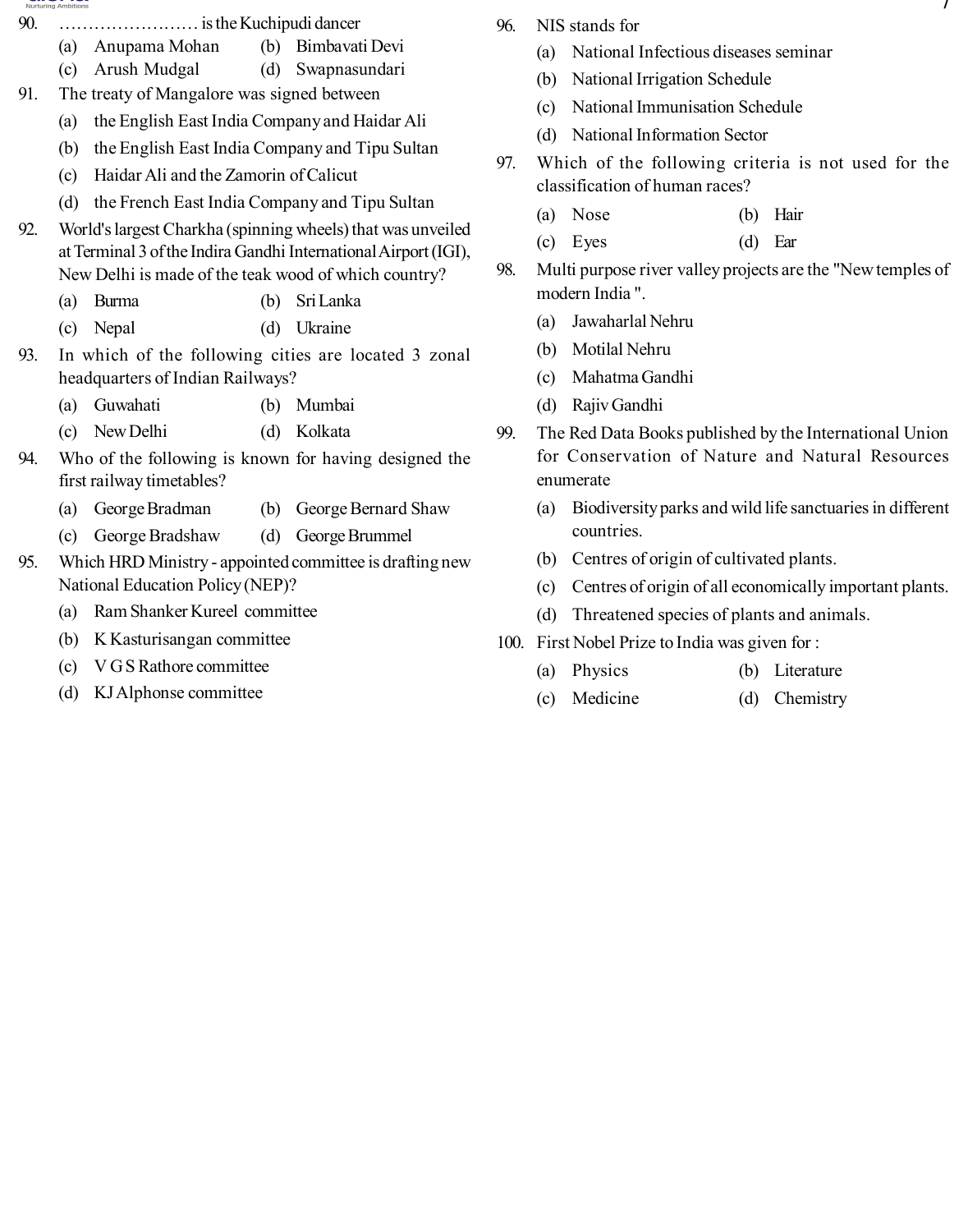90. ........................ is the Kuchipudi dancer

(a) Anupama Mohan (b) Bimbavati Devi
(c) Arush Mudgal (d) Swapnasundari

91. The treaty of Mangalore was signed between

(a) the English East India Company and Haidar Ali
(b) the English East India Company and Tipu Sultan
(c) Haidar Ali and the Zamorin of Calicut
(d) the French East India Company and Tipu Sultan

92. World's largest Charkha (spinning wheels) that was unveiled at Terminal 3 of the Indira Gandhi International Airport (IGI), New Delhi is made of the teak wood of which country?

(a) Burma (b) Sri Lanka
(c) Nepal (d) Ukraine

93. In which of the following cities are located 3 zonal headquarters of Indian Railways?

(a) Guwahati (b) Mumbai
(c) New Delhi (d) Kolkata

94. Who of the following is known for having designed the first railway timetables?

(a) George Bradman (b) George Bernard Shaw
(c) George Bradshaw (d) George Brummel

95. Which HRD Ministry - appointed committee is drafting new National Education Policy (NEP)?

(a) Ram Shanker Kureel committee
(b) K Kasturisangan committee
(c) V G S Rathore committee
(d) KJ Alphonse committee

96. NIS stands for

(a) National Infectious diseases seminar
(b) National Irrigation Schedule
(c) National Immunisation Schedule
(d) National Information Sector

97. Which of the following criteria is not used for the classification of human races?

(a) Nose (b) Hair
(c) Eyes (d) Ear

98. Multi purpose river valley projects are the "New temples of modern India ".

(a) Jawaharlal Nehru
(b) Motilal Nehru
(c) Mahatma Gandhi
(d) Rajiv Gandhi

99. The Red Data Books published by the International Union for Conservation of Nature and Natural Resources enumerate

(a) Biodiversity parks and wild life sanctuaries in different countries.
(b) Centres of origin of cultivated plants.
(c) Centres of origin of all economically important plants.
(d) Threatened species of plants and animals.

100. First Nobel Prize to India was given for :

(a) Physics (b) Literature
(c) Medicine (d) Chemistry